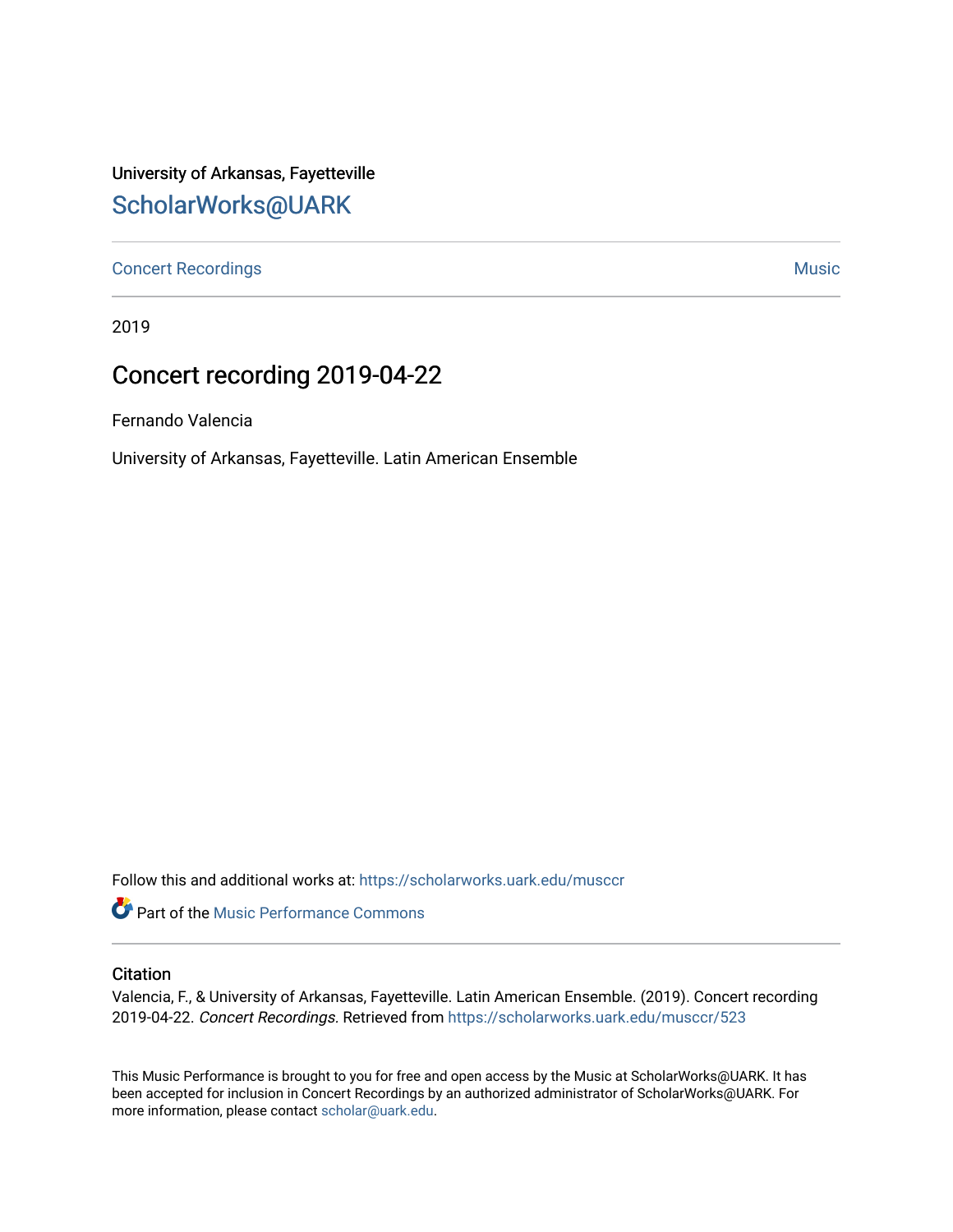University of Arkansas, Fayetteville

ScholarWorks@UARK

Concert Recordings | Music

2019

# Concert recording 2019-04-22

Fernando Valencia

University of Arkansas, Fayetteville. Latin American Ensemble

Follow this and additional works at: https://scholarworks.uark.edu/musccr

Part of the Music Performance Commons

## Citation

Valencia, F., & University of Arkansas, Fayetteville. Latin American Ensemble. (2019). Concert recording 2019-04-22. *Concert Recordings*. Retrieved from https://scholarworks.uark.edu/musccr/523

This Music Performance is brought to you for free and open access by the Music at ScholarWorks@UARK. It has been accepted for inclusion in Concert Recordings by an authorized administrator of ScholarWorks@UARK. For more information, please contact scholar@uark.edu.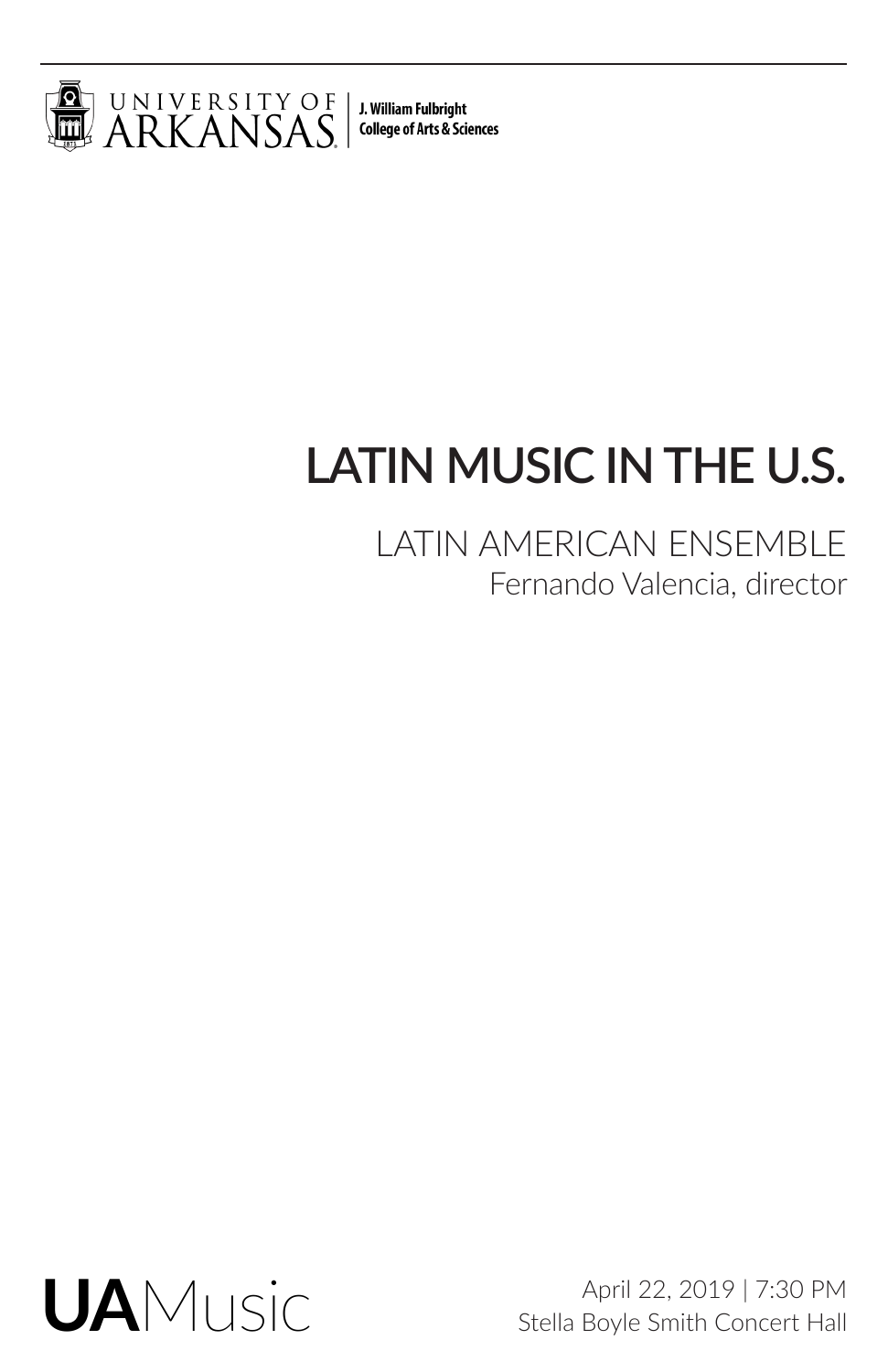UNIVERSITY OF ARKANSAS | J. William Fulbright College of Arts & Sciences

# LATIN MUSIC IN THE U.S.

## LATIN AMERICAN ENSEMBLE

Fernando Valencia, director

**UA**Music

April 22, 2019 | 7:30 PM
Stella Boyle Smith Concert Hall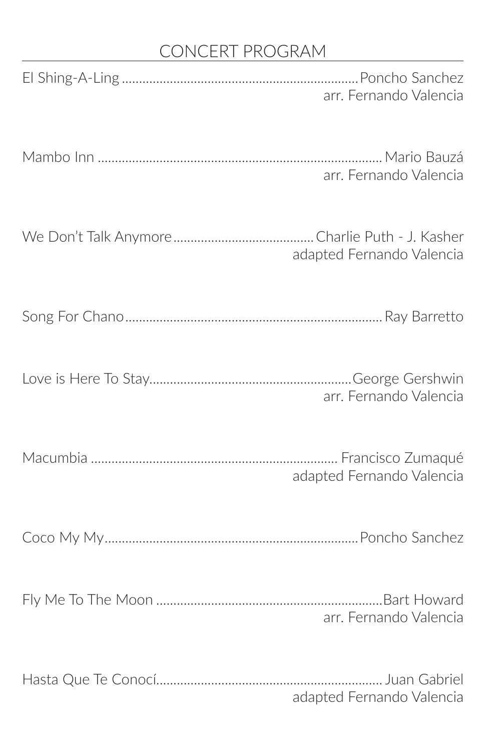# CONCERT PROGRAM

El Shing-A-Ling .................................................................... Poncho Sanchez
arr. Fernando Valencia

Mambo Inn .................................................................................. Mario Bauzá
arr. Fernando Valencia

We Don't Talk Anymore ........................................ Charlie Puth - J. Kasher
adapted Fernando Valencia

Song For Chano ........................................................................... Ray Barretto

Love is Here To Stay ........................................................... George Gershwin
arr. Fernando Valencia

Macumbia ....................................................................... Francisco Zumaqué
adapted Fernando Valencia

Coco My My .......................................................................... Poncho Sanchez

Fly Me To The Moon ................................................................. Bart Howard
arr. Fernando Valencia

Hasta Que Te Conocí ................................................................. Juan Gabriel
adapted Fernando Valencia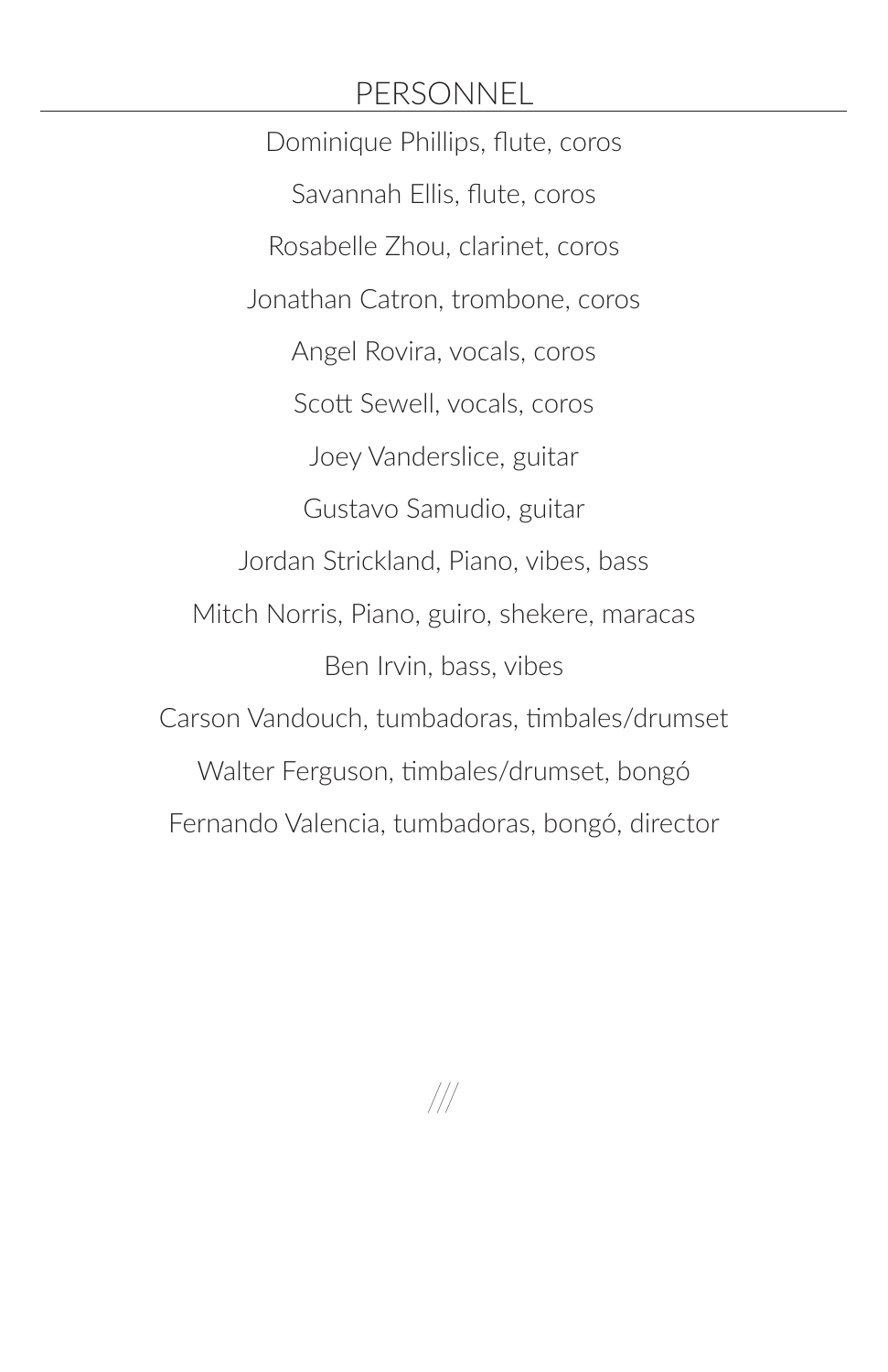## PERSONNEL

Dominique Phillips, flute, coros

Savannah Ellis, flute, coros

Rosabelle Zhou, clarinet, coros

Jonathan Catron, trombone, coros

Angel Rovira, vocals, coros

Scott Sewell, vocals, coros

Joey Vanderslice, guitar

Gustavo Samudio, guitar

Jordan Strickland, Piano, vibes, bass

Mitch Norris, Piano, guiro, shekere, maracas

Ben Irvin, bass, vibes

Carson Vandouch, tumbadoras, timbales/drumset

Walter Ferguson, timbales/drumset, bongó

Fernando Valencia, tumbadoras, bongó, director

///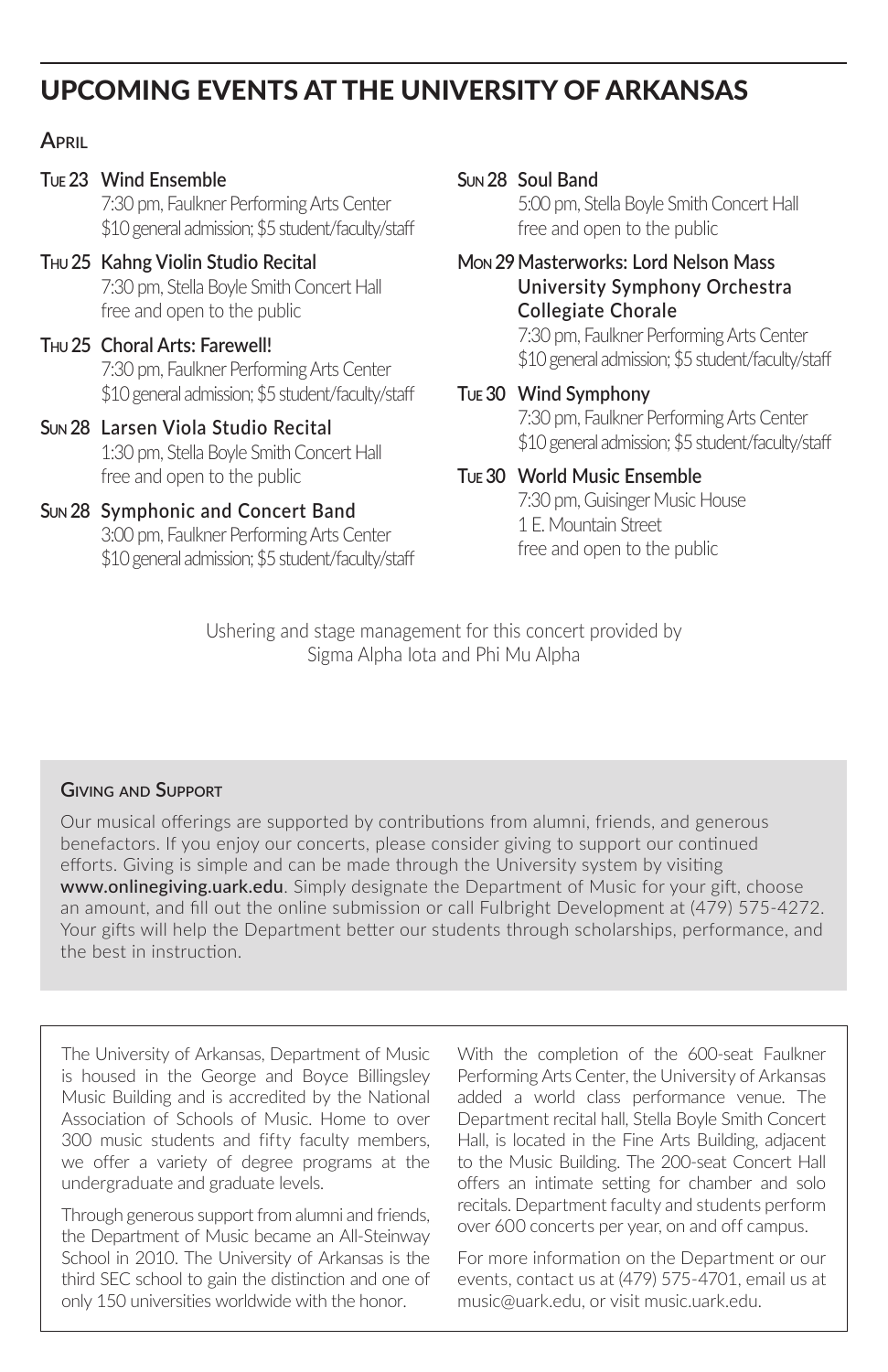# UPCOMING EVENTS AT THE UNIVERSITY OF ARKANSAS

## April

**Tue 23 Wind Ensemble**
7:30 pm, Faulkner Performing Arts Center
$10 general admission; $5 student/faculty/staff

**Thu 25 Kahng Violin Studio Recital**
7:30 pm, Stella Boyle Smith Concert Hall
free and open to the public

**Thu 25 Choral Arts: Farewell!**
7:30 pm, Faulkner Performing Arts Center
$10 general admission; $5 student/faculty/staff

**Sun 28 Larsen Viola Studio Recital**
1:30 pm, Stella Boyle Smith Concert Hall
free and open to the public

**Sun 28 Symphonic and Concert Band**
3:00 pm, Faulkner Performing Arts Center
$10 general admission; $5 student/faculty/staff

**Sun 28 Soul Band**
5:00 pm, Stella Boyle Smith Concert Hall
free and open to the public

**Mon 29 Masterworks: Lord Nelson Mass**
**University Symphony Orchestra**
**Collegiate Chorale**
7:30 pm, Faulkner Performing Arts Center
$10 general admission; $5 student/faculty/staff

**Tue 30 Wind Symphony**
7:30 pm, Faulkner Performing Arts Center
$10 general admission; $5 student/faculty/staff

**Tue 30 World Music Ensemble**
7:30 pm, Guisinger Music House
1 E. Mountain Street
free and open to the public

Ushering and stage management for this concert provided by
Sigma Alpha Iota and Phi Mu Alpha

### Giving and Support

Our musical offerings are supported by contributions from alumni, friends, and generous benefactors. If you enjoy our concerts, please consider giving to support our continued efforts. Giving is simple and can be made through the University system by visiting **www.onlinegiving.uark.edu**. Simply designate the Department of Music for your gift, choose an amount, and fill out the online submission or call Fulbright Development at (479) 575-4272. Your gifts will help the Department better our students through scholarships, performance, and the best in instruction.

The University of Arkansas, Department of Music is housed in the George and Boyce Billingsley Music Building and is accredited by the National Association of Schools of Music. Home to over 300 music students and fifty faculty members, we offer a variety of degree programs at the undergraduate and graduate levels.

Through generous support from alumni and friends, the Department of Music became an All-Steinway School in 2010. The University of Arkansas is the third SEC school to gain the distinction and one of only 150 universities worldwide with the honor.

With the completion of the 600-seat Faulkner Performing Arts Center, the University of Arkansas added a world class performance venue. The Department recital hall, Stella Boyle Smith Concert Hall, is located in the Fine Arts Building, adjacent to the Music Building. The 200-seat Concert Hall offers an intimate setting for chamber and solo recitals. Department faculty and students perform over 600 concerts per year, on and off campus.

For more information on the Department or our events, contact us at (479) 575-4701, email us at music@uark.edu, or visit music.uark.edu.